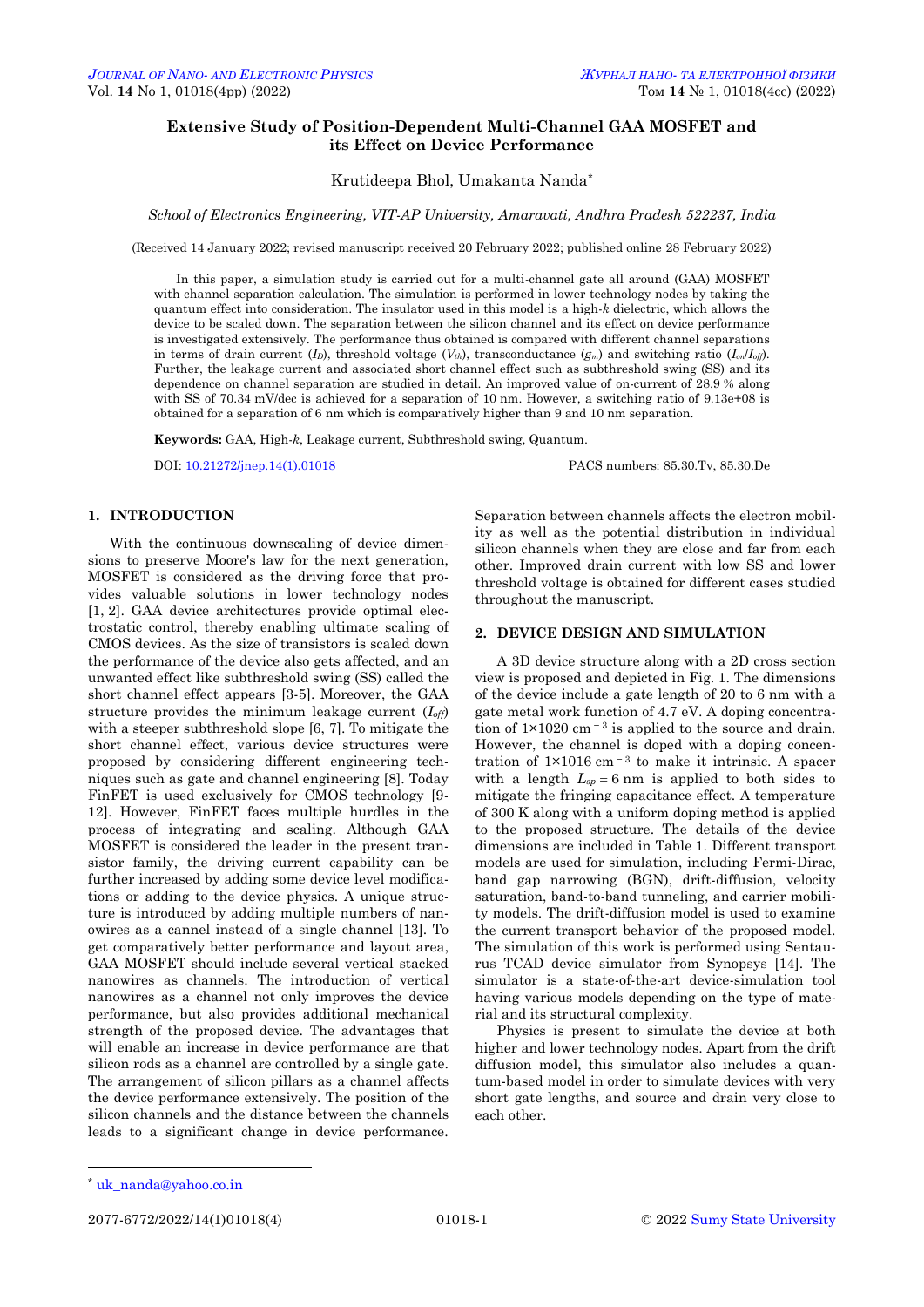# Extensive Study of Position-Dependent Multi-Channel GAA MOSFET and its Effect on Device Performance

Krutideepa Bhol, Umakanta Nanda*

*School of Electronics Engineering, VIT-AP University, Amaravati, Andhra Pradesh 522237, India*

(Received 14 January 2022; revised manuscript received 20 February 2022; published online 28 February 2022)

In this paper, a simulation study is carried out for a multi-channel gate all around (GAA) MOSFET with channel separation calculation. The simulation is performed in lower technology nodes by taking the quantum effect into consideration. The insulator used in this model is a high-*k* dielectric, which allows the device to be scaled down. The separation between the silicon channel and its effect on device performance is investigated extensively. The performance thus obtained is compared with different channel separations in terms of drain current ($I_D$), threshold voltage ($V_{th}$), transconductance ($g_m$) and switching ratio ($I_{on}/I_{off}$). Further, the leakage current and associated short channel effect such as subthreshold swing (SS) and its dependence on channel separation are studied in detail. An improved value of on-current of 28.9 % along with SS of 70.34 mV/dec is achieved for a separation of 10 nm. However, a switching ratio of 9.13e+08 is obtained for a separation of 6 nm which is comparatively higher than 9 and 10 nm separation.

**Keywords:** GAA, High-*k*, Leakage current, Subthreshold swing, Quantum.

DOI: 10.21272/jnep.14(1).01018

PACS numbers: 85.30.Tv, 85.30.De

## 1. INTRODUCTION

With the continuous downscaling of device dimensions to preserve Moore's law for the next generation, MOSFET is considered as the driving force that provides valuable solutions in lower technology nodes [1, 2]. GAA device architectures provide optimal electrostatic control, thereby enabling ultimate scaling of CMOS devices. As the size of transistors is scaled down the performance of the device also gets affected, and an unwanted effect like subthreshold swing (SS) called the short channel effect appears [3-5]. Moreover, the GAA structure provides the minimum leakage current ($I_{off}$) with a steeper subthreshold slope [6, 7]. To mitigate the short channel effect, various device structures were proposed by considering different engineering techniques such as gate and channel engineering [8]. Today FinFET is used exclusively for CMOS technology [9-12]. However, FinFET faces multiple hurdles in the process of integrating and scaling. Although GAA MOSFET is considered the leader in the present transistor family, the driving current capability can be further increased by adding some device level modifications or adding to the device physics. A unique structure is introduced by adding multiple numbers of nanowires as a cannel instead of a single channel [13]. To get comparatively better performance and layout area, GAA MOSFET should include several vertical stacked nanowires as channels. The introduction of vertical nanowires as a channel not only improves the device performance, but also provides additional mechanical strength of the proposed device. The advantages that will enable an increase in device performance are that silicon rods as a channel are controlled by a single gate. The arrangement of silicon pillars as a channel affects the device performance extensively. The position of the silicon channels and the distance between the channels leads to a significant change in device performance. Separation between channels affects the electron mobility as well as the potential distribution in individual silicon channels when they are close and far from each other. Improved drain current with low SS and lower threshold voltage is obtained for different cases studied throughout the manuscript.

## 2. DEVICE DESIGN AND SIMULATION

A 3D device structure along with a 2D cross section view is proposed and depicted in Fig. 1. The dimensions of the device include a gate length of 20 to 6 nm with a gate metal work function of 4.7 eV. A doping concentration of $1\times1020$ cm$^{-3}$ is applied to the source and drain. However, the channel is doped with a doping concentration of $1\times1016$ cm$^{-3}$ to make it intrinsic. A spacer with a length $L_{sp} = 6$ nm is applied to both sides to mitigate the fringing capacitance effect. A temperature of 300 K along with a uniform doping method is applied to the proposed structure. The details of the device dimensions are included in Table 1. Different transport models are used for simulation, including Fermi-Dirac, band gap narrowing (BGN), drift-diffusion, velocity saturation, band-to-band tunneling, and carrier mobility models. The drift-diffusion model is used to examine the current transport behavior of the proposed model. The simulation of this work is performed using Sentaurus TCAD device simulator from Synopsys [14]. The simulator is a state-of-the-art device-simulation tool having various models depending on the type of material and its structural complexity.

Physics is present to simulate the device at both higher and lower technology nodes. Apart from the drift diffusion model, this simulator also includes a quantum-based model in order to simulate devices with very short gate lengths, and source and drain very close to each other.

* uk_nanda@yahoo.co.in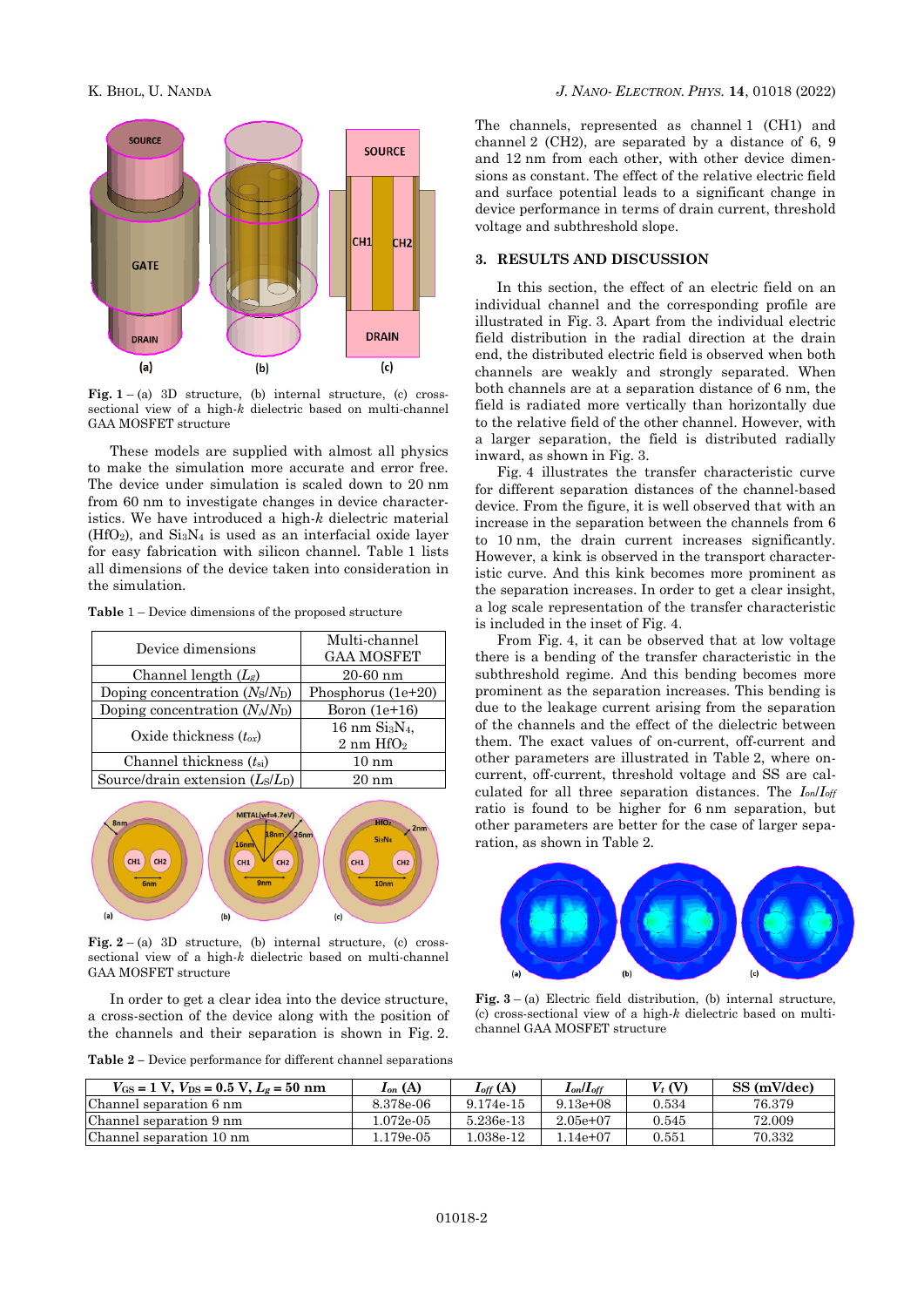**Fig. 1** – (a) 3D structure, (b) internal structure, (c) cross-sectional view of a high-*k* dielectric based on multi-channel GAA MOSFET structure

These models are supplied with almost all physics to make the simulation more accurate and error free. The device under simulation is scaled down to 20 nm from 60 nm to investigate changes in device characteristics. We have introduced a high-*k* dielectric material ($HfO_2$), and $Si_3N_4$ is used as an interfacial oxide layer for easy fabrication with silicon channel. Table 1 lists all dimensions of the device taken into consideration in the simulation.

**Table 1** – Device dimensions of the proposed structure

| Device dimensions | Multi-channel GAA MOSFET |
|---|---|
| Channel length ($L_g$) | 20-60 nm |
| Doping concentration ($N_S/N_D$) | Phosphorus (1e+20) |
| Doping concentration ($N_A/N_D$) | Boron (1e+16) |
| Oxide thickness ($t_{ox}$) | 16 nm $Si_3N_4$, 2 nm $HfO_2$ |
| Channel thickness ($t_{si}$) | 10 nm |
| Source/drain extension ($L_S/L_D$) | 20 nm |

**Fig. 2** – (a) 3D structure, (b) internal structure, (c) cross-sectional view of a high-*k* dielectric based on multi-channel GAA MOSFET structure

In order to get a clear idea into the device structure, a cross-section of the device along with the position of the channels and their separation is shown in Fig. 2. The channels, represented as channel 1 (CH1) and channel 2 (CH2), are separated by a distance of 6, 9 and 12 nm from each other, with other device dimensions as constant. The effect of the relative electric field and surface potential leads to a significant change in device performance in terms of drain current, threshold voltage and subthreshold slope.

## 3. RESULTS AND DISCUSSION

In this section, the effect of an electric field on an individual channel and the corresponding profile are illustrated in Fig. 3. Apart from the individual electric field distribution in the radial direction at the drain end, the distributed electric field is observed when both channels are weakly and strongly separated. When both channels are at a separation distance of 6 nm, the field is radiated more vertically than horizontally due to the relative field of the other channel. However, with a larger separation, the field is distributed radially inward, as shown in Fig. 3.

Fig. 4 illustrates the transfer characteristic curve for different separation distances of the channel-based device. From the figure, it is well observed that with an increase in the separation between the channels from 6 to 10 nm, the drain current increases significantly. However, a kink is observed in the transport characteristic curve. And this kink becomes more prominent as the separation increases. In order to get a clear insight, a log scale representation of the transfer characteristic is included in the inset of Fig. 4.

From Fig. 4, it can be observed that at low voltage there is a bending of the transfer characteristic in the subthreshold regime. And this bending becomes more prominent as the separation increases. This bending is due to the leakage current arising from the separation of the channels and the effect of the dielectric between them. The exact values of on-current, off-current and other parameters are illustrated in Table 2, where on-current, off-current, threshold voltage and SS are calculated for all three separation distances. The $I_{on}/I_{off}$ ratio is found to be higher for 6 nm separation, but other parameters are better for the case of larger separation, as shown in Table 2.

**Fig. 3** – (a) Electric field distribution, (b) internal structure, (c) cross-sectional view of a high-*k* dielectric based on multi-channel GAA MOSFET structure

**Table 2** – Device performance for different channel separations

| $V_{GS}$ = 1 V, $V_{DS}$ = 0.5 V, $L_g$ = 50 nm | $I_{on}$ (A) | $I_{off}$ (A) | $I_{on}/I_{off}$ | $V_t$ (V) | SS (mV/dec) |
|---|---|---|---|---|---|
| Channel separation 6 nm | 8.378e-06 | 9.174e-15 | 9.13e+08 | 0.534 | 76.379 |
| Channel separation 9 nm | 1.072e-05 | 5.236e-13 | 2.05e+07 | 0.545 | 72.009 |
| Channel separation 10 nm | 1.179e-05 | 1.038e-12 | 1.14e+07 | 0.551 | 70.332 |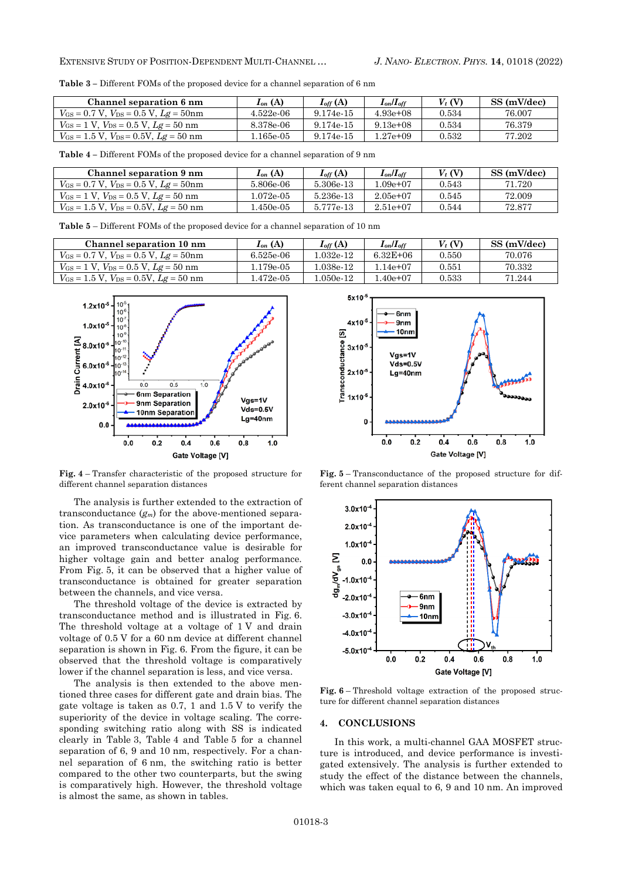**Table 3** – Different FOMs of the proposed device for a channel separation of 6 nm

| Channel separation 6 nm | $I_{on}$ (A) | $I_{off}$ (A) | $I_{on}/I_{off}$ | $V_t$ (V) | SS (mV/dec) |
|---|---|---|---|---|---|
| $V_{GS}$ = 0.7 V, $V_{DS}$ = 0.5 V, $Lg$ = 50nm | 4.522e-06 | 9.174e-15 | 4.93e+08 | 0.534 | 76.007 |
| $V_{GS}$ = 1 V, $V_{DS}$ = 0.5 V, $Lg$ = 50 nm | 8.378e-06 | 9.174e-15 | 9.13e+08 | 0.534 | 76.379 |
| $V_{GS}$ = 1.5 V, $V_{DS}$ = 0.5V, $Lg$ = 50 nm | 1.165e-05 | 9.174e-15 | 1.27e+09 | 0.532 | 77.202 |

**Table 4** – Different FOMs of the proposed device for a channel separation of 9 nm

| Channel separation 9 nm | $I_{on}$ (A) | $I_{off}$ (A) | $I_{on}/I_{off}$ | $V_t$ (V) | SS (mV/dec) |
|---|---|---|---|---|---|
| $V_{GS}$ = 0.7 V, $V_{DS}$ = 0.5 V, $Lg$ = 50nm | 5.806e-06 | 5.306e-13 | 1.09e+07 | 0.543 | 71.720 |
| $V_{GS}$ = 1 V, $V_{DS}$ = 0.5 V, $Lg$ = 50 nm | 1.072e-05 | 5.236e-13 | 2.05e+07 | 0.545 | 72.009 |
| $V_{GS}$ = 1.5 V, $V_{DS}$ = 0.5V, $Lg$ = 50 nm | 1.450e-05 | 5.777e-13 | 2.51e+07 | 0.544 | 72.877 |

**Table 5** – Different FOMs of the proposed device for a channel separation of 10 nm

| Channel separation 10 nm | $I_{on}$ (A) | $I_{off}$ (A) | $I_{on}/I_{off}$ | $V_t$ (V) | SS (mV/dec) |
|---|---|---|---|---|---|
| $V_{GS}$ = 0.7 V, $V_{DS}$ = 0.5 V, $Lg$ = 50nm | 6.525e-06 | 1.032e-12 | 6.32E+06 | 0.550 | 70.076 |
| $V_{GS}$ = 1 V, $V_{DS}$ = 0.5 V, $Lg$ = 50 nm | 1.179e-05 | 1.038e-12 | 1.14e+07 | 0.551 | 70.332 |
| $V_{GS}$ = 1.5 V, $V_{DS}$ = 0.5V, $Lg$ = 50 nm | 1.472e-05 | 1.050e-12 | 1.40e+07 | 0.533 | 71.244 |

**Fig. 4** – Transfer characteristic of the proposed structure for different channel separation distances

**Fig. 5** – Transconductance of the proposed structure for different channel separation distances

The analysis is further extended to the extraction of transconductance ($g_m$) for the above-mentioned separation. As transconductance is one of the important device parameters when calculating device performance, an improved transconductance value is desirable for higher voltage gain and better analog performance. From Fig. 5, it can be observed that a higher value of transconductance is obtained for greater separation between the channels, and vice versa.

The threshold voltage of the device is extracted by transconductance method and is illustrated in Fig. 6. The threshold voltage at a voltage of 1 V and drain voltage of 0.5 V for a 60 nm device at different channel separation is shown in Fig. 6. From the figure, it can be observed that the threshold voltage is comparatively lower if the channel separation is less, and vice versa.

The analysis is then extended to the above mentioned three cases for different gate and drain bias. The gate voltage is taken as 0.7, 1 and 1.5 V to verify the superiority of the device in voltage scaling. The corresponding switching ratio along with SS is indicated clearly in Table 3, Table 4 and Table 5 for a channel separation of 6, 9 and 10 nm, respectively. For a channel separation of 6 nm, the switching ratio is better compared to the other two counterparts, but the swing is comparatively high. However, the threshold voltage is almost the same, as shown in tables.

**Fig. 6** – Threshold voltage extraction of the proposed structure for different channel separation distances

## 4. CONCLUSIONS

In this work, a multi-channel GAA MOSFET structure is introduced, and device performance is investigated extensively. The analysis is further extended to study the effect of the distance between the channels, which was taken equal to 6, 9 and 10 nm. An improved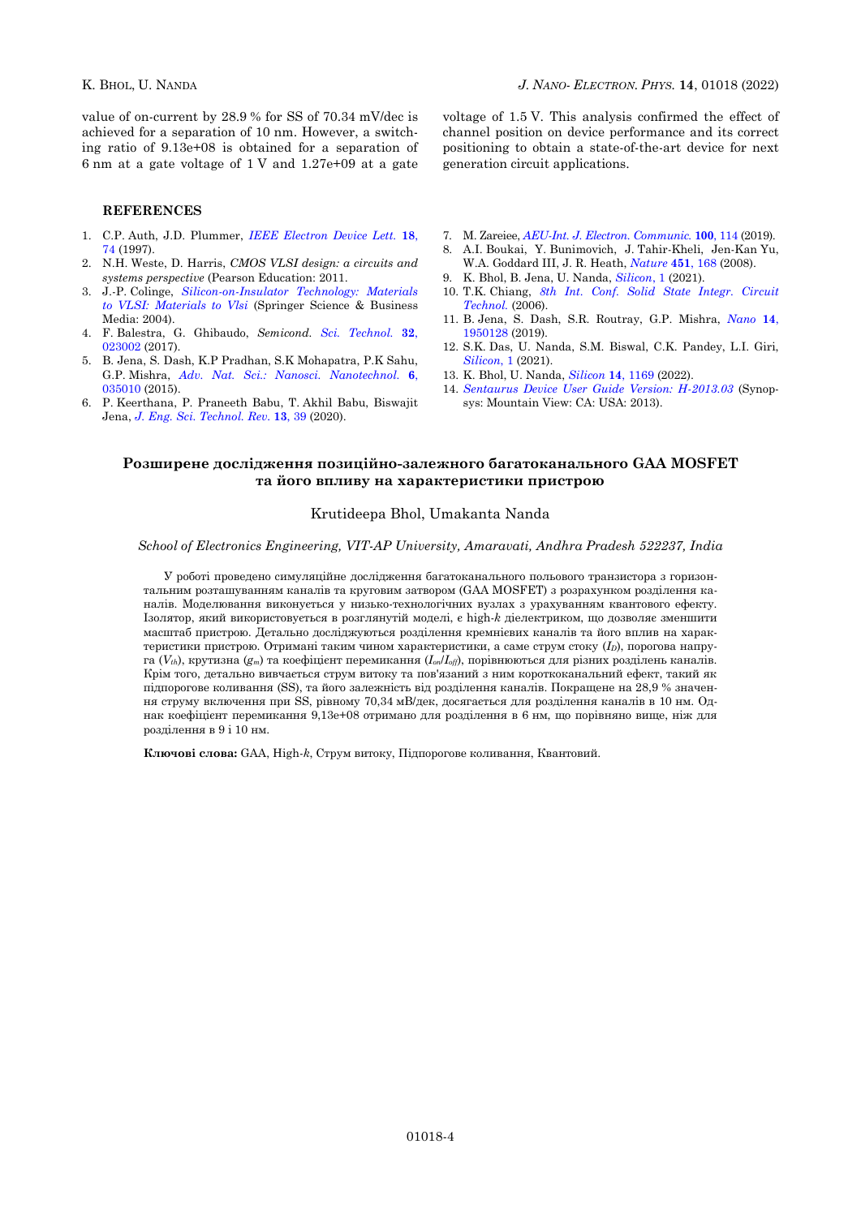value of on-current by 28.9 % for SS of 70.34 mV/dec is achieved for a separation of 10 nm. However, a switching ratio of 9.13e+08 is obtained for a separation of 6 nm at a gate voltage of 1 V and 1.27e+09 at a gate voltage of 1.5 V. This analysis confirmed the effect of channel position on device performance and its correct positioning to obtain a state-of-the-art device for next generation circuit applications.

## REFERENCES

1. C.P. Auth, J.D. Plummer, *IEEE Electron Device Lett.* **18**, 74 (1997).
2. N.H. Weste, D. Harris, *CMOS VLSI design: a circuits and systems perspective* (Pearson Education: 2011.
3. J.-P. Colinge, *Silicon-on-Insulator Technology: Materials to VLSI: Materials to Vlsi* (Springer Science & Business Media: 2004).
4. F. Balestra, G. Ghibaudo, *Semicond. Sci. Technol.* **32**, 023002 (2017).
5. B. Jena, S. Dash, K.P Pradhan, S.K Mohapatra, P.K Sahu, G.P. Mishra, *Adv. Nat. Sci.: Nanosci. Nanotechnol.* **6**, 035010 (2015).
6. P. Keerthana, P. Praneeth Babu, T. Akhil Babu, Biswajit Jena, *J. Eng. Sci. Technol. Rev.* **13**, 39 (2020).
7. M. Zareiee, *AEU-Int. J. Electron. Communic.* **100**, 114 (2019).
8. A.I. Boukai, Y. Bunimovich, J. Tahir-Kheli, Jen-Kan Yu, W.A. Goddard III, J. R. Heath, *Nature* **451**, 168 (2008).
9. K. Bhol, B. Jena, U. Nanda, *Silicon*, 1 (2021).
10. T.K. Chiang, *8th Int. Conf. Solid State Integr. Circuit Technol.* (2006).
11. B. Jena, S. Dash, S.R. Routray, G.P. Mishra, *Nano* **14**, 1950128 (2019).
12. S.K. Das, U. Nanda, S.M. Biswal, C.K. Pandey, L.I. Giri, *Silicon*, 1 (2021).
13. K. Bhol, U. Nanda, *Silicon* **14**, 1169 (2022).
14. *Sentaurus Device User Guide Version: H-2013.03* (Synopsys: Mountain View: CA: USA: 2013).

## Розширене дослідження позиційно-залежного багатоканального GAA MOSFET та його впливу на характеристики пристрою

Krutideepa Bhol, Umakanta Nanda

*School of Electronics Engineering, VIT-AP University, Amaravati, Andhra Pradesh 522237, India*

У роботі проведено симуляційне дослідження багатоканального польового транзистора з горизонтальним розташуванням каналів та круговим затвором (GAA MOSFET) з розрахунком розділення каналів. Моделювання виконується у низько-технологічних вузлах з урахуванням квантового ефекту. Ізолятор, який використовується в розглянутій моделі, є high-*k* діелектриком, що дозволяє зменшити масштаб пристрою. Детально досліджуються розділення кремнієвих каналів та його вплив на характеристики пристрою. Отримані таким чином характеристики, а саме струм стоку ($I_D$), порогова напруга ($V_{th}$), крутизна ($g_m$) та коефіцієнт перемикання ($I_{on}/I_{off}$), порівнюються для різних розділень каналів. Крім того, детально вивчається струм витоку та пов'язаний з ним короткоканальний ефект, такий як підпорогове коливання (SS), та його залежність від розділення каналів. Покращене на 28,9 % значення струму включення при SS, рівному 70,34 мВ/дек, досягається для розділення каналів в 10 нм. Однак коефіцієнт перемикання 9,13e+08 отримано для розділення в 6 нм, що порівняно вище, ніж для розділення в 9 і 10 нм.

**Ключові слова:** GAA, High-*k*, Струм витоку, Підпорогове коливання, Квантовий.